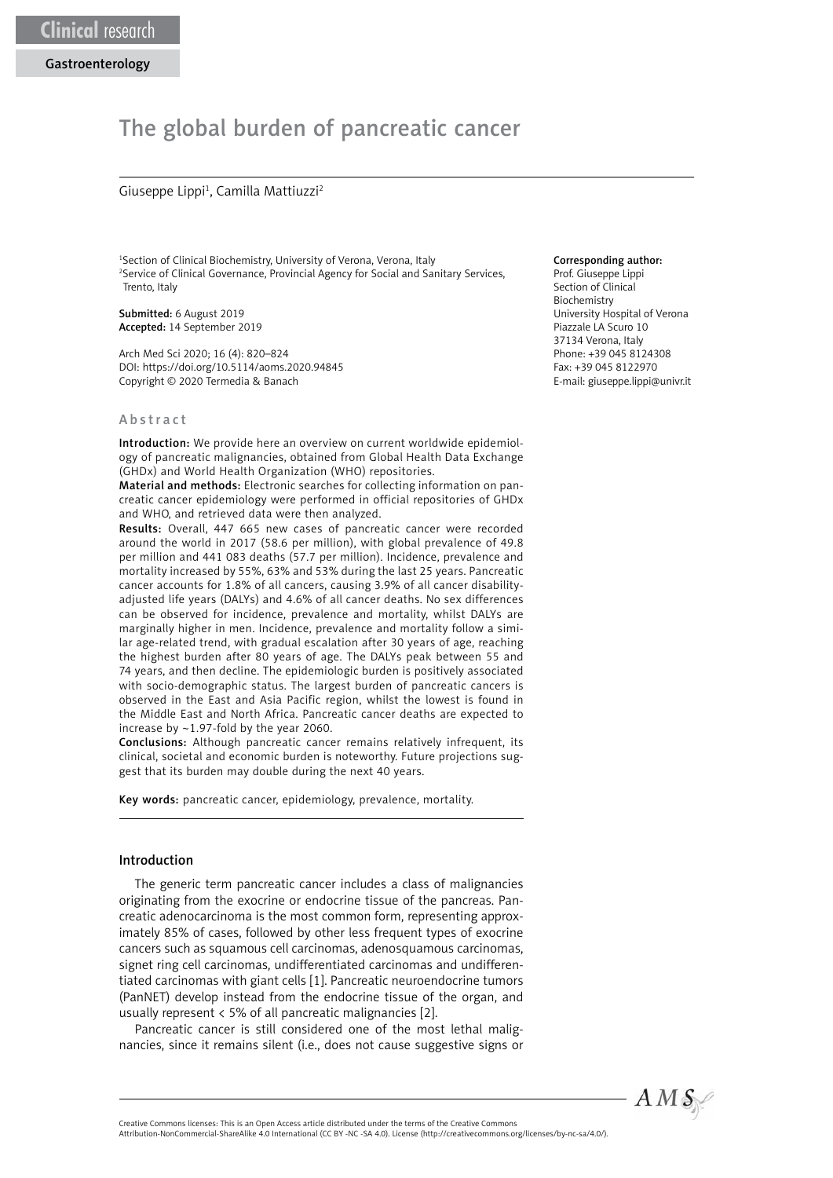Clinical research

Gastroenterology

# The global burden of pancreatic cancer

Giuseppe Lippi[1], Camilla Mattiuzzi[2]

[1]Section of Clinical Biochemistry, University of Verona, Verona, Italy
[2]Service of Clinical Governance, Provincial Agency for Social and Sanitary Services, Trento, Italy

**Submitted:** 6 August 2019
**Accepted:** 14 September 2019

Arch Med Sci 2020; 16 (4): 820–824
DOI: https://doi.org/10.5114/aoms.2020.94845
Copyright © 2020 Termedia & Banach

**Corresponding author:**
Prof. Giuseppe Lippi
Section of Clinical Biochemistry
University Hospital of Verona
Piazzale LA Scuro 10
37134 Verona, Italy
Phone: +39 045 8124308
Fax: +39 045 8122970
E-mail: giuseppe.lippi@univr.it

## Abstract

**Introduction:** We provide here an overview on current worldwide epidemiology of pancreatic malignancies, obtained from Global Health Data Exchange (GHDx) and World Health Organization (WHO) repositories.

**Material and methods:** Electronic searches for collecting information on pancreatic cancer epidemiology were performed in official repositories of GHDx and WHO, and retrieved data were then analyzed.

**Results:** Overall, 447 665 new cases of pancreatic cancer were recorded around the world in 2017 (58.6 per million), with global prevalence of 49.8 per million and 441 083 deaths (57.7 per million). Incidence, prevalence and mortality increased by 55%, 63% and 53% during the last 25 years. Pancreatic cancer accounts for 1.8% of all cancers, causing 3.9% of all cancer disability-adjusted life years (DALYs) and 4.6% of all cancer deaths. No sex differences can be observed for incidence, prevalence and mortality, whilst DALYs are marginally higher in men. Incidence, prevalence and mortality follow a similar age-related trend, with gradual escalation after 30 years of age, reaching the highest burden after 80 years of age. The DALYs peak between 55 and 74 years, and then decline. The epidemiologic burden is positively associated with socio-demographic status. The largest burden of pancreatic cancers is observed in the East and Asia Pacific region, whilst the lowest is found in the Middle East and North Africa. Pancreatic cancer deaths are expected to increase by ~1.97-fold by the year 2060.

**Conclusions:** Although pancreatic cancer remains relatively infrequent, its clinical, societal and economic burden is noteworthy. Future projections suggest that its burden may double during the next 40 years.

**Key words:** pancreatic cancer, epidemiology, prevalence, mortality.

## Introduction

The generic term pancreatic cancer includes a class of malignancies originating from the exocrine or endocrine tissue of the pancreas. Pancreatic adenocarcinoma is the most common form, representing approximately 85% of cases, followed by other less frequent types of exocrine cancers such as squamous cell carcinomas, adenosquamous carcinomas, signet ring cell carcinomas, undifferentiated carcinomas and undifferentiated carcinomas with giant cells [1]. Pancreatic neuroendocrine tumors (PanNET) develop instead from the endocrine tissue of the organ, and usually represent < 5% of all pancreatic malignancies [2].

Pancreatic cancer is still considered one of the most lethal malignancies, since it remains silent (i.e., does not cause suggestive signs or

Creative Commons licenses: This is an Open Access article distributed under the terms of the Creative Commons Attribution-NonCommercial-ShareAlike 4.0 International (CC BY -NC -SA 4.0). License (http://creativecommons.org/licenses/by-nc-sa/4.0/).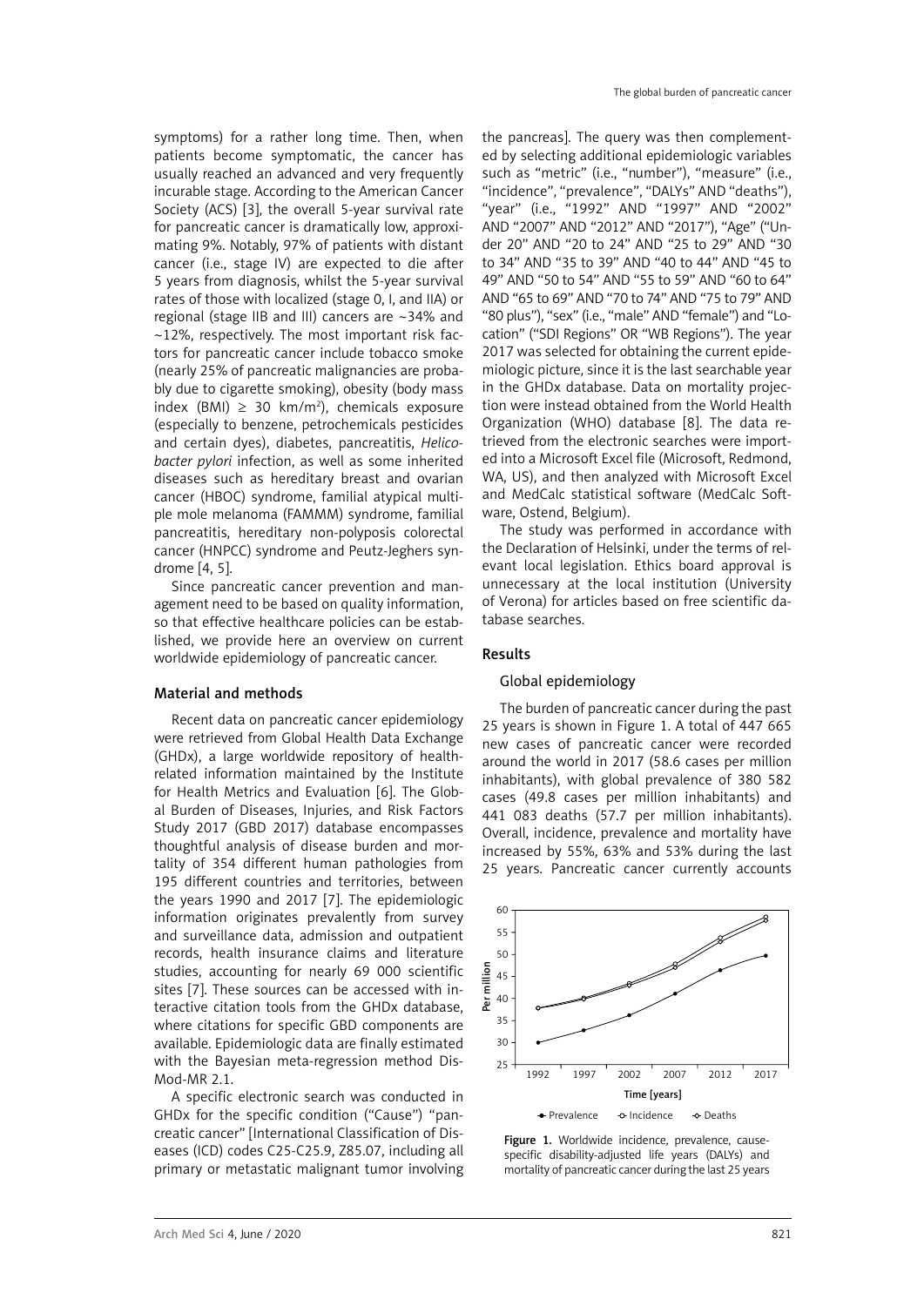symptoms) for a rather long time. Then, when patients become symptomatic, the cancer has usually reached an advanced and very frequently incurable stage. According to the American Cancer Society (ACS) [3], the overall 5-year survival rate for pancreatic cancer is dramatically low, approximating 9%. Notably, 97% of patients with distant cancer (i.e., stage IV) are expected to die after 5 years from diagnosis, whilst the 5-year survival rates of those with localized (stage 0, I, and IIA) or regional (stage IIB and III) cancers are ~34% and ~12%, respectively. The most important risk factors for pancreatic cancer include tobacco smoke (nearly 25% of pancreatic malignancies are probably due to cigarette smoking), obesity (body mass index (BMI) ≥ 30 kg/m$^2$), chemicals exposure (especially to benzene, petrochemicals pesticides and certain dyes), diabetes, pancreatitis, *Helicobacter pylori* infection, as well as some inherited diseases such as hereditary breast and ovarian cancer (HBOC) syndrome, familial atypical multiple mole melanoma (FAMMM) syndrome, familial pancreatitis, hereditary non-polyposis colorectal cancer (HNPCC) syndrome and Peutz-Jeghers syndrome [4, 5].

Since pancreatic cancer prevention and management need to be based on quality information, so that effective healthcare policies can be established, we provide here an overview on current worldwide epidemiology of pancreatic cancer.

## Material and methods

Recent data on pancreatic cancer epidemiology were retrieved from Global Health Data Exchange (GHDx), a large worldwide repository of health-related information maintained by the Institute for Health Metrics and Evaluation [6]. The Global Burden of Diseases, Injuries, and Risk Factors Study 2017 (GBD 2017) database encompasses thoughtful analysis of disease burden and mortality of 354 different human pathologies from 195 different countries and territories, between the years 1990 and 2017 [7]. The epidemiologic information originates prevalently from survey and surveillance data, admission and outpatient records, health insurance claims and literature studies, accounting for nearly 69 000 scientific sites [7]. These sources can be accessed with interactive citation tools from the GHDx database, where citations for specific GBD components are available. Epidemiologic data are finally estimated with the Bayesian meta-regression method DisMod-MR 2.1.

A specific electronic search was conducted in GHDx for the specific condition ("Cause") "pancreatic cancer" [International Classification of Diseases (ICD) codes C25-C25.9, Z85.07, including all primary or metastatic malignant tumor involving the pancreas]. The query was then complemented by selecting additional epidemiologic variables such as "metric" (i.e., "number"), "measure" (i.e., "incidence", "prevalence", "DALYs" AND "deaths"), "year" (i.e., "1992" AND "1997" AND "2002" AND "2007" AND "2012" AND "2017"), "Age" ("Under 20" AND "20 to 24" AND "25 to 29" AND "30 to 34" AND "35 to 39" AND "40 to 44" AND "45 to 49" AND "50 to 54" AND "55 to 59" AND "60 to 64" AND "65 to 69" AND "70 to 74" AND "75 to 79" AND "80 plus"), "sex" (i.e., "male" AND "female") and "Location" ("SDI Regions" OR "WB Regions"). The year 2017 was selected for obtaining the current epidemiologic picture, since it is the last searchable year in the GHDx database. Data on mortality projection were instead obtained from the World Health Organization (WHO) database [8]. The data retrieved from the electronic searches were imported into a Microsoft Excel file (Microsoft, Redmond, WA, US), and then analyzed with Microsoft Excel and MedCalc statistical software (MedCalc Software, Ostend, Belgium).

The study was performed in accordance with the Declaration of Helsinki, under the terms of relevant local legislation. Ethics board approval is unnecessary at the local institution (University of Verona) for articles based on free scientific database searches.

## Results

### Global epidemiology

The burden of pancreatic cancer during the past 25 years is shown in Figure 1. A total of 447 665 new cases of pancreatic cancer were recorded around the world in 2017 (58.6 cases per million inhabitants), with global prevalence of 380 582 cases (49.8 cases per million inhabitants) and 441 083 deaths (57.7 per million inhabitants). Overall, incidence, prevalence and mortality have increased by 55%, 63% and 53% during the last 25 years. Pancreatic cancer currently accounts

Figure 1. Worldwide incidence, prevalence, cause-specific disability-adjusted life years (DALYs) and mortality of pancreatic cancer during the last 25 years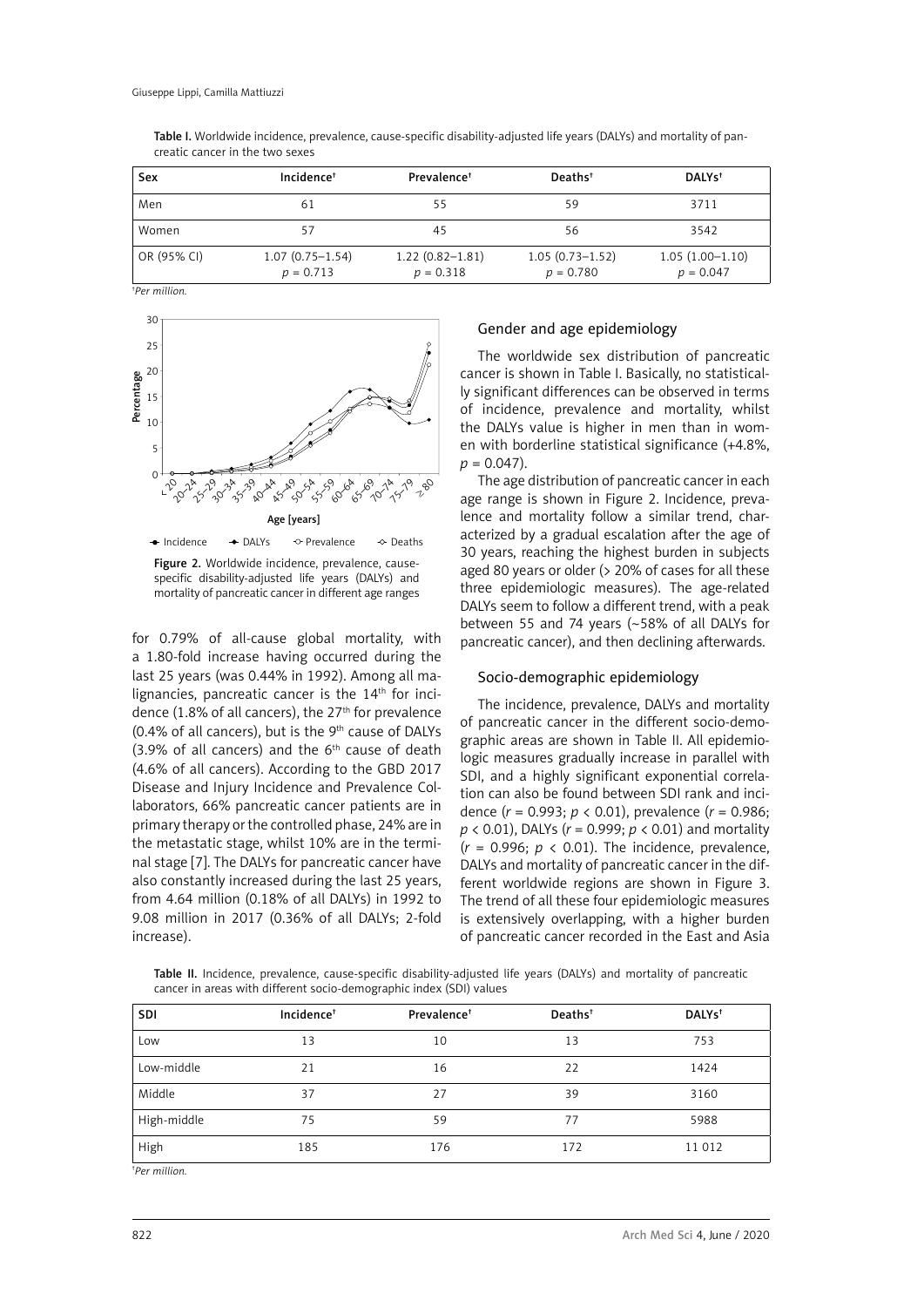Table I. Worldwide incidence, prevalence, cause-specific disability-adjusted life years (DALYs) and mortality of pancreatic cancer in the two sexes

| Sex | Incidence† | Prevalence† | Deaths† | DALYs† |
|---|---|---|---|---|
| Men | 61 | 55 | 59 | 3711 |
| Women | 57 | 45 | 56 | 3542 |
| OR (95% CI) | 1.07 (0.75–1.54) $p = 0.713$ | 1.22 (0.82–1.81) $p = 0.318$ | 1.05 (0.73–1.52) $p = 0.780$ | 1.05 (1.00–1.10) $p = 0.047$ |

†*Per million.*

Figure 2. Worldwide incidence, prevalence, cause-specific disability-adjusted life years (DALYs) and mortality of pancreatic cancer in different age ranges

for 0.79% of all-cause global mortality, with a 1.80-fold increase having occurred during the last 25 years (was 0.44% in 1992). Among all malignancies, pancreatic cancer is the 14th for incidence (1.8% of all cancers), the 27th for prevalence (0.4% of all cancers), but is the 9th cause of DALYs (3.9% of all cancers) and the 6th cause of death (4.6% of all cancers). According to the GBD 2017 Disease and Injury Incidence and Prevalence Collaborators, 66% pancreatic cancer patients are in primary therapy or the controlled phase, 24% are in the metastatic stage, whilst 10% are in the terminal stage [7]. The DALYs for pancreatic cancer have also constantly increased during the last 25 years, from 4.64 million (0.18% of all DALYs) in 1992 to 9.08 million in 2017 (0.36% of all DALYs; 2-fold increase).

## Gender and age epidemiology

The worldwide sex distribution of pancreatic cancer is shown in Table I. Basically, no statistically significant differences can be observed in terms of incidence, prevalence and mortality, whilst the DALYs value is higher in men than in women with borderline statistical significance (+4.8%, $p = 0.047$).

The age distribution of pancreatic cancer in each age range is shown in Figure 2. Incidence, prevalence and mortality follow a similar trend, characterized by a gradual escalation after the age of 30 years, reaching the highest burden in subjects aged 80 years or older (> 20% of cases for all these three epidemiologic measures). The age-related DALYs seem to follow a different trend, with a peak between 55 and 74 years (~58% of all DALYs for pancreatic cancer), and then declining afterwards.

## Socio-demographic epidemiology

The incidence, prevalence, DALYs and mortality of pancreatic cancer in the different socio-demographic areas are shown in Table II. All epidemiologic measures gradually increase in parallel with SDI, and a highly significant exponential correlation can also be found between SDI rank and incidence ($r = 0.993$; $p < 0.01$), prevalence ($r = 0.986$; $p < 0.01$), DALYs ($r = 0.999$; $p < 0.01$) and mortality ($r = 0.996$; $p < 0.01$). The incidence, prevalence, DALYs and mortality of pancreatic cancer in the different worldwide regions are shown in Figure 3. The trend of all these four epidemiologic measures is extensively overlapping, with a higher burden of pancreatic cancer recorded in the East and Asia

Table II. Incidence, prevalence, cause-specific disability-adjusted life years (DALYs) and mortality of pancreatic cancer in areas with different socio-demographic index (SDI) values

| SDI | Incidence† | Prevalence† | Deaths† | DALYs† |
|---|---|---|---|---|
| Low | 13 | 10 | 13 | 753 |
| Low-middle | 21 | 16 | 22 | 1424 |
| Middle | 37 | 27 | 39 | 3160 |
| High-middle | 75 | 59 | 77 | 5988 |
| High | 185 | 176 | 172 | 11 012 |

†*Per million.*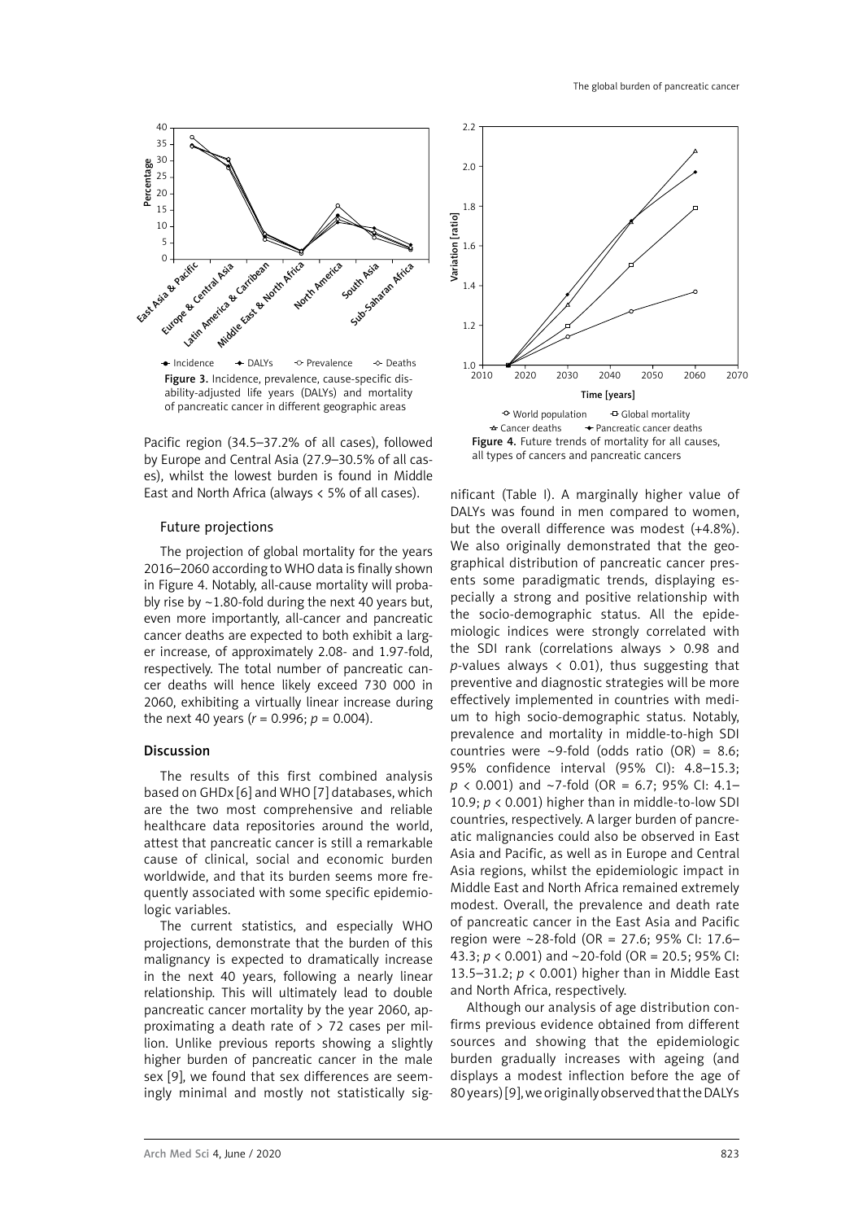Figure 3. Incidence, prevalence, cause-specific disability-adjusted life years (DALYs) and mortality of pancreatic cancer in different geographic areas

Pacific region (34.5–37.2% of all cases), followed by Europe and Central Asia (27.9–30.5% of all cases), whilst the lowest burden is found in Middle East and North Africa (always < 5% of all cases).

### Future projections

The projection of global mortality for the years 2016–2060 according to WHO data is finally shown in Figure 4. Notably, all-cause mortality will probably rise by ~1.80-fold during the next 40 years but, even more importantly, all-cancer and pancreatic cancer deaths are expected to both exhibit a larger increase, of approximately 2.08- and 1.97-fold, respectively. The total number of pancreatic cancer deaths will hence likely exceed 730 000 in 2060, exhibiting a virtually linear increase during the next 40 years ($r = 0.996$; $p = 0.004$).

Figure 4. Future trends of mortality for all causes, all types of cancers and pancreatic cancers

## Discussion

The results of this first combined analysis based on GHDx [6] and WHO [7] databases, which are the two most comprehensive and reliable healthcare data repositories around the world, attest that pancreatic cancer is still a remarkable cause of clinical, social and economic burden worldwide, and that its burden seems more frequently associated with some specific epidemiologic variables.

The current statistics, and especially WHO projections, demonstrate that the burden of this malignancy is expected to dramatically increase in the next 40 years, following a nearly linear relationship. This will ultimately lead to double pancreatic cancer mortality by the year 2060, approximating a death rate of > 72 cases per million. Unlike previous reports showing a slightly higher burden of pancreatic cancer in the male sex [9], we found that sex differences are seemingly minimal and mostly not statistically significant (Table I). A marginally higher value of DALYs was found in men compared to women, but the overall difference was modest (+4.8%). We also originally demonstrated that the geographical distribution of pancreatic cancer presents some paradigmatic trends, displaying especially a strong and positive relationship with the socio-demographic status. All the epidemiologic indices were strongly correlated with the SDI rank (correlations always > 0.98 and *p*-values always < 0.01), thus suggesting that preventive and diagnostic strategies will be more effectively implemented in countries with medium to high socio-demographic status. Notably, prevalence and mortality in middle-to-high SDI countries were ~9-fold (odds ratio (OR) = 8.6; 95% confidence interval (95% CI): 4.8–15.3; $p < 0.001$) and ~7-fold (OR = 6.7; 95% CI: 4.1–10.9; $p < 0.001$) higher than in middle-to-low SDI countries, respectively. A larger burden of pancreatic malignancies could also be observed in East Asia and Pacific, as well as in Europe and Central Asia regions, whilst the epidemiologic impact in Middle East and North Africa remained extremely modest. Overall, the prevalence and death rate of pancreatic cancer in the East Asia and Pacific region were ~28-fold (OR = 27.6; 95% CI: 17.6–43.3; $p < 0.001$) and ~20-fold (OR = 20.5; 95% CI: 13.5–31.2; $p < 0.001$) higher than in Middle East and North Africa, respectively.

Although our analysis of age distribution confirms previous evidence obtained from different sources and showing that the epidemiologic burden gradually increases with ageing (and displays a modest inflection before the age of 80 years) [9], we originally observed that the DALYs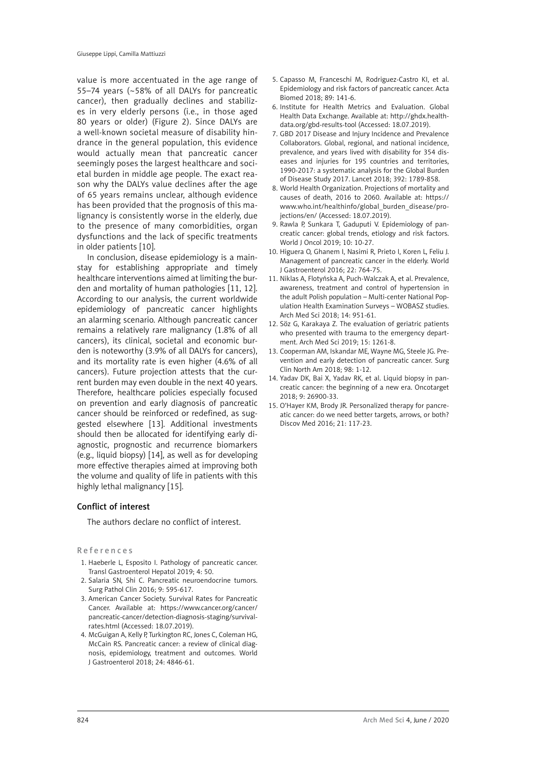value is more accentuated in the age range of 55–74 years (~58% of all DALYs for pancreatic cancer), then gradually declines and stabilizes in very elderly persons (i.e., in those aged 80 years or older) (Figure 2). Since DALYs are a well-known societal measure of disability hindrance in the general population, this evidence would actually mean that pancreatic cancer seemingly poses the largest healthcare and societal burden in middle age people. The exact reason why the DALYs value declines after the age of 65 years remains unclear, although evidence has been provided that the prognosis of this malignancy is consistently worse in the elderly, due to the presence of many comorbidities, organ dysfunctions and the lack of specific treatments in older patients [10].

In conclusion, disease epidemiology is a mainstay for establishing appropriate and timely healthcare interventions aimed at limiting the burden and mortality of human pathologies [11, 12]. According to our analysis, the current worldwide epidemiology of pancreatic cancer highlights an alarming scenario. Although pancreatic cancer remains a relatively rare malignancy (1.8% of all cancers), its clinical, societal and economic burden is noteworthy (3.9% of all DALYs for cancers), and its mortality rate is even higher (4.6% of all cancers). Future projection attests that the current burden may even double in the next 40 years. Therefore, healthcare policies especially focused on prevention and early diagnosis of pancreatic cancer should be reinforced or redefined, as suggested elsewhere [13]. Additional investments should then be allocated for identifying early diagnostic, prognostic and recurrence biomarkers (e.g., liquid biopsy) [14], as well as for developing more effective therapies aimed at improving both the volume and quality of life in patients with this highly lethal malignancy [15].

## Conflict of interest

The authors declare no conflict of interest.

## References

1. Haeberle L, Esposito I. Pathology of pancreatic cancer. Transl Gastroenterol Hepatol 2019; 4: 50.
2. Salaria SN, Shi C. Pancreatic neuroendocrine tumors. Surg Pathol Clin 2016; 9: 595-617.
3. American Cancer Society. Survival Rates for Pancreatic Cancer. Available at: https://www.cancer.org/cancer/pancreatic-cancer/detection-diagnosis-staging/survival-rates.html (Accessed: 18.07.2019).
4. McGuigan A, Kelly P, Turkington RC, Jones C, Coleman HG, McCain RS. Pancreatic cancer: a review of clinical diagnosis, epidemiology, treatment and outcomes. World J Gastroenterol 2018; 24: 4846-61.
5. Capasso M, Franceschi M, Rodriguez-Castro KI, et al. Epidemiology and risk factors of pancreatic cancer. Acta Biomed 2018; 89: 141-6.
6. Institute for Health Metrics and Evaluation. Global Health Data Exchange. Available at: http://ghdx.healthdata.org/gbd-results-tool (Accessed: 18.07.2019).
7. GBD 2017 Disease and Injury Incidence and Prevalence Collaborators. Global, regional, and national incidence, prevalence, and years lived with disability for 354 diseases and injuries for 195 countries and territories, 1990-2017: a systematic analysis for the Global Burden of Disease Study 2017. Lancet 2018; 392: 1789-858.
8. World Health Organization. Projections of mortality and causes of death, 2016 to 2060. Available at: https://www.who.int/healthinfo/global_burden_disease/projections/en/ (Accessed: 18.07.2019).
9. Rawla P, Sunkara T, Gaduputi V. Epidemiology of pancreatic cancer: global trends, etiology and risk factors. World J Oncol 2019; 10: 10-27.
10. Higuera O, Ghanem I, Nasimi R, Prieto I, Koren L, Feliu J. Management of pancreatic cancer in the elderly. World J Gastroenterol 2016; 22: 764-75.
11. Niklas A, Flotyńska A, Puch-Walczak A, et al. Prevalence, awareness, treatment and control of hypertension in the adult Polish population – Multi-center National Population Health Examination Surveys – WOBASZ studies. Arch Med Sci 2018; 14: 951-61.
12. Söz G, Karakaya Z. The evaluation of geriatric patients who presented with trauma to the emergency department. Arch Med Sci 2019; 15: 1261-8.
13. Cooperman AM, Iskandar ME, Wayne MG, Steele JG. Prevention and early detection of pancreatic cancer. Surg Clin North Am 2018; 98: 1-12.
14. Yadav DK, Bai X, Yadav RK, et al. Liquid biopsy in pancreatic cancer: the beginning of a new era. Oncotarget 2018; 9: 26900-33.
15. O'Hayer KM, Brody JR. Personalized therapy for pancreatic cancer: do we need better targets, arrows, or both? Discov Med 2016; 21: 117-23.